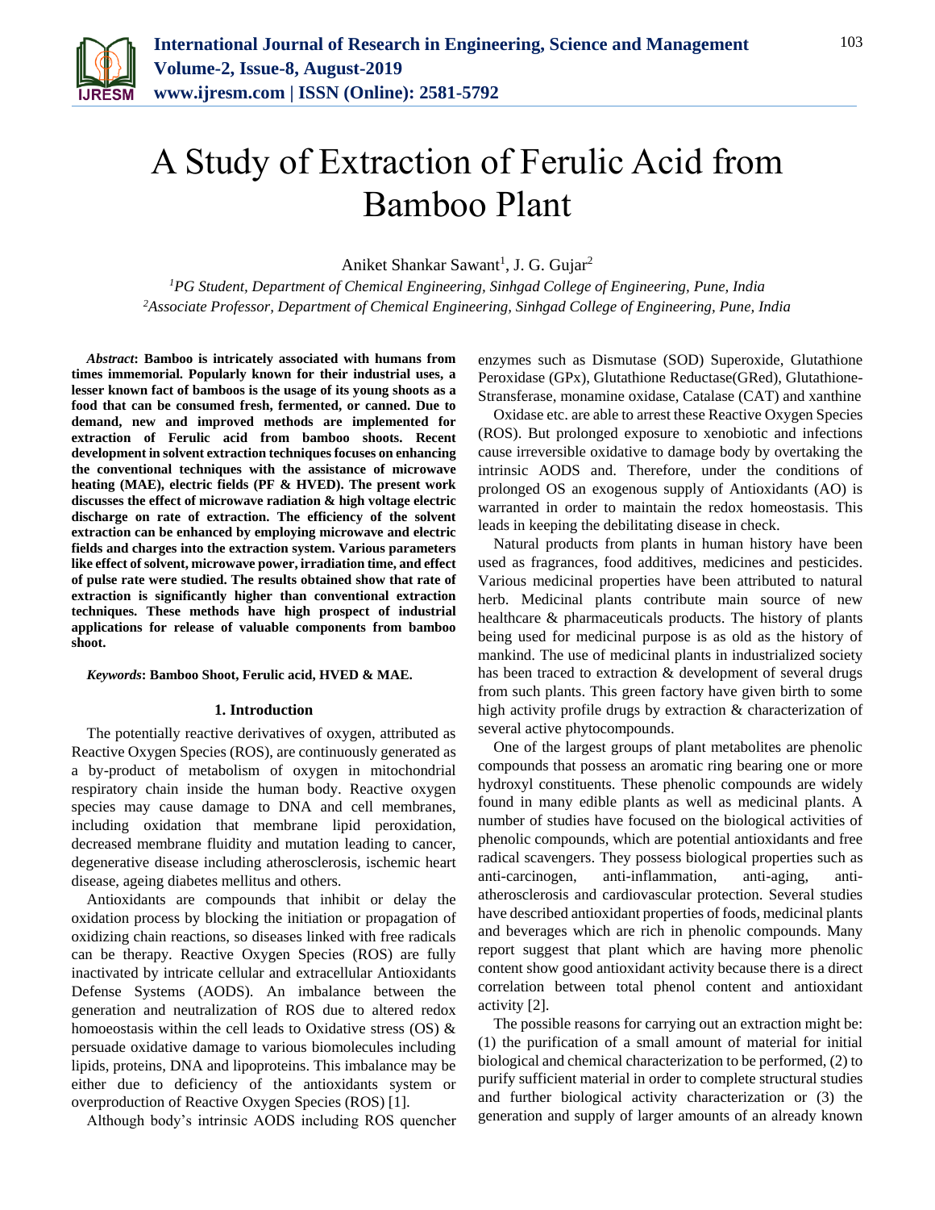# A Study of Extraction of Ferulic Acid from Bamboo Plant

Aniket Shankar Sawant[1], J. G. Gujar[2]

[1]*PG Student, Department of Chemical Engineering, Sinhgad College of Engineering, Pune, India*
[2]*Associate Professor, Department of Chemical Engineering, Sinhgad College of Engineering, Pune, India*

***Abstract*: Bamboo is intricately associated with humans from times immemorial. Popularly known for their industrial uses, a lesser known fact of bamboos is the usage of its young shoots as a food that can be consumed fresh, fermented, or canned. Due to demand, new and improved methods are implemented for extraction of Ferulic acid from bamboo shoots. Recent development in solvent extraction techniques focuses on enhancing the conventional techniques with the assistance of microwave heating (MAE), electric fields (PF & HVED). The present work discusses the effect of microwave radiation & high voltage electric discharge on rate of extraction. The efficiency of the solvent extraction can be enhanced by employing microwave and electric fields and charges into the extraction system. Various parameters like effect of solvent, microwave power, irradiation time, and effect of pulse rate were studied. The results obtained show that rate of extraction is significantly higher than conventional extraction techniques. These methods have high prospect of industrial applications for release of valuable components from bamboo shoot.**

***Keywords*: Bamboo Shoot, Ferulic acid, HVED & MAE.**

## 1. Introduction

The potentially reactive derivatives of oxygen, attributed as Reactive Oxygen Species (ROS), are continuously generated as a by-product of metabolism of oxygen in mitochondrial respiratory chain inside the human body. Reactive oxygen species may cause damage to DNA and cell membranes, including oxidation that membrane lipid peroxidation, decreased membrane fluidity and mutation leading to cancer, degenerative disease including atherosclerosis, ischemic heart disease, ageing diabetes mellitus and others.

Antioxidants are compounds that inhibit or delay the oxidation process by blocking the initiation or propagation of oxidizing chain reactions, so diseases linked with free radicals can be therapy. Reactive Oxygen Species (ROS) are fully inactivated by intricate cellular and extracellular Antioxidants Defense Systems (AODS). An imbalance between the generation and neutralization of ROS due to altered redox homoeostasis within the cell leads to Oxidative stress (OS) & persuade oxidative damage to various biomolecules including lipids, proteins, DNA and lipoproteins. This imbalance may be either due to deficiency of the antioxidants system or overproduction of Reactive Oxygen Species (ROS) [1].

Although body's intrinsic AODS including ROS quencher enzymes such as Dismutase (SOD) Superoxide, Glutathione Peroxidase (GPx), Glutathione Reductase(GRed), Glutathione-Stransferase, monamine oxidase, Catalase (CAT) and xanthine

Oxidase etc. are able to arrest these Reactive Oxygen Species (ROS). But prolonged exposure to xenobiotic and infections cause irreversible oxidative to damage body by overtaking the intrinsic AODS and. Therefore, under the conditions of prolonged OS an exogenous supply of Antioxidants (AO) is warranted in order to maintain the redox homeostasis. This leads in keeping the debilitating disease in check.

Natural products from plants in human history have been used as fragrances, food additives, medicines and pesticides. Various medicinal properties have been attributed to natural herb. Medicinal plants contribute main source of new healthcare & pharmaceuticals products. The history of plants being used for medicinal purpose is as old as the history of mankind. The use of medicinal plants in industrialized society has been traced to extraction & development of several drugs from such plants. This green factory have given birth to some high activity profile drugs by extraction & characterization of several active phytocompounds.

One of the largest groups of plant metabolites are phenolic compounds that possess an aromatic ring bearing one or more hydroxyl constituents. These phenolic compounds are widely found in many edible plants as well as medicinal plants. A number of studies have focused on the biological activities of phenolic compounds, which are potential antioxidants and free radical scavengers. They possess biological properties such as anti-carcinogen, anti-inflammation, anti-aging, anti-atherosclerosis and cardiovascular protection. Several studies have described antioxidant properties of foods, medicinal plants and beverages which are rich in phenolic compounds. Many report suggest that plant which are having more phenolic content show good antioxidant activity because there is a direct correlation between total phenol content and antioxidant activity [2].

The possible reasons for carrying out an extraction might be: (1) the purification of a small amount of material for initial biological and chemical characterization to be performed, (2) to purify sufficient material in order to complete structural studies and further biological activity characterization or (3) the generation and supply of larger amounts of an already known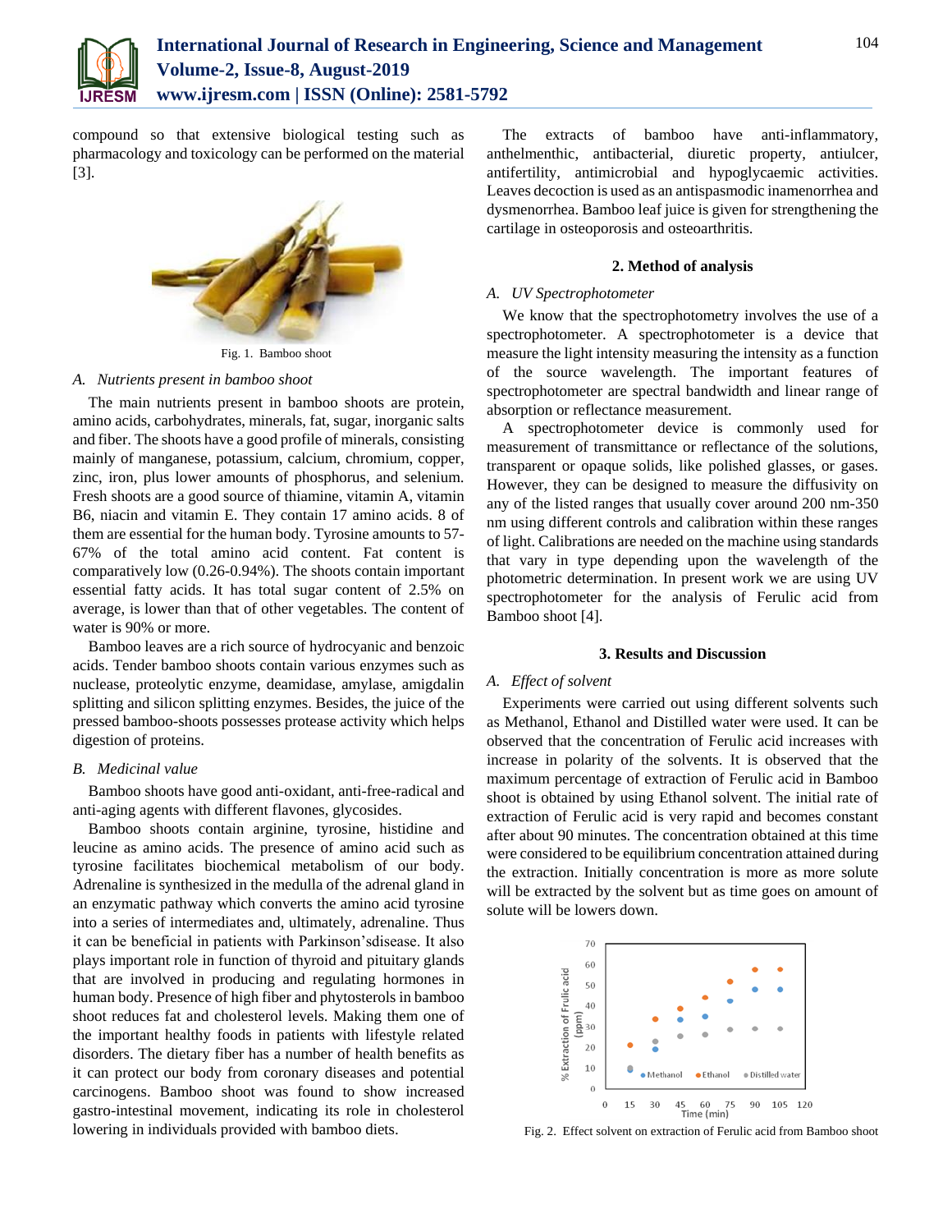compound so that extensive biological testing such as pharmacology and toxicology can be performed on the material [3].

Fig. 1. Bamboo shoot

### A. Nutrients present in bamboo shoot

The main nutrients present in bamboo shoots are protein, amino acids, carbohydrates, minerals, fat, sugar, inorganic salts and fiber. The shoots have a good profile of minerals, consisting mainly of manganese, potassium, calcium, chromium, copper, zinc, iron, plus lower amounts of phosphorus, and selenium. Fresh shoots are a good source of thiamine, vitamin A, vitamin B6, niacin and vitamin E. They contain 17 amino acids. 8 of them are essential for the human body. Tyrosine amounts to 57-67% of the total amino acid content. Fat content is comparatively low (0.26-0.94%). The shoots contain important essential fatty acids. It has total sugar content of 2.5% on average, is lower than that of other vegetables. The content of water is 90% or more.

Bamboo leaves are a rich source of hydrocyanic and benzoic acids. Tender bamboo shoots contain various enzymes such as nuclease, proteolytic enzyme, deamidase, amylase, amigdalin splitting and silicon splitting enzymes. Besides, the juice of the pressed bamboo-shoots possesses protease activity which helps digestion of proteins.

### B. Medicinal value

Bamboo shoots have good anti-oxidant, anti-free-radical and anti-aging agents with different flavones, glycosides.

Bamboo shoots contain arginine, tyrosine, histidine and leucine as amino acids. The presence of amino acid such as tyrosine facilitates biochemical metabolism of our body. Adrenaline is synthesized in the medulla of the adrenal gland in an enzymatic pathway which converts the amino acid tyrosine into a series of intermediates and, ultimately, adrenaline. Thus it can be beneficial in patients with Parkinson'sdisease. It also plays important role in function of thyroid and pituitary glands that are involved in producing and regulating hormones in human body. Presence of high fiber and phytosterols in bamboo shoot reduces fat and cholesterol levels. Making them one of the important healthy foods in patients with lifestyle related disorders. The dietary fiber has a number of health benefits as it can protect our body from coronary diseases and potential carcinogens. Bamboo shoot was found to show increased gastro-intestinal movement, indicating its role in cholesterol lowering in individuals provided with bamboo diets.

The extracts of bamboo have anti-inflammatory, anthelmenthic, antibacterial, diuretic property, antiulcer, antifertility, antimicrobial and hypoglycaemic activities. Leaves decoction is used as an antispasmodic inamenorrhea and dysmenorrhea. Bamboo leaf juice is given for strengthening the cartilage in osteoporosis and osteoarthritis.

## 2. Method of analysis

### A. UV Spectrophotometer

We know that the spectrophotometry involves the use of a spectrophotometer. A spectrophotometer is a device that measure the light intensity measuring the intensity as a function of the source wavelength. The important features of spectrophotometer are spectral bandwidth and linear range of absorption or reflectance measurement.

A spectrophotometer device is commonly used for measurement of transmittance or reflectance of the solutions, transparent or opaque solids, like polished glasses, or gases. However, they can be designed to measure the diffusivity on any of the listed ranges that usually cover around 200 nm-350 nm using different controls and calibration within these ranges of light. Calibrations are needed on the machine using standards that vary in type depending upon the wavelength of the photometric determination. In present work we are using UV spectrophotometer for the analysis of Ferulic acid from Bamboo shoot [4].

## 3. Results and Discussion

### A. Effect of solvent

Experiments were carried out using different solvents such as Methanol, Ethanol and Distilled water were used. It can be observed that the concentration of Ferulic acid increases with increase in polarity of the solvents. It is observed that the maximum percentage of extraction of Ferulic acid in Bamboo shoot is obtained by using Ethanol solvent. The initial rate of extraction of Ferulic acid is very rapid and becomes constant after about 90 minutes. The concentration obtained at this time were considered to be equilibrium concentration attained during the extraction. Initially concentration is more as more solute will be extracted by the solvent but as time goes on amount of solute will be lowers down.

Fig. 2. Effect solvent on extraction of Ferulic acid from Bamboo shoot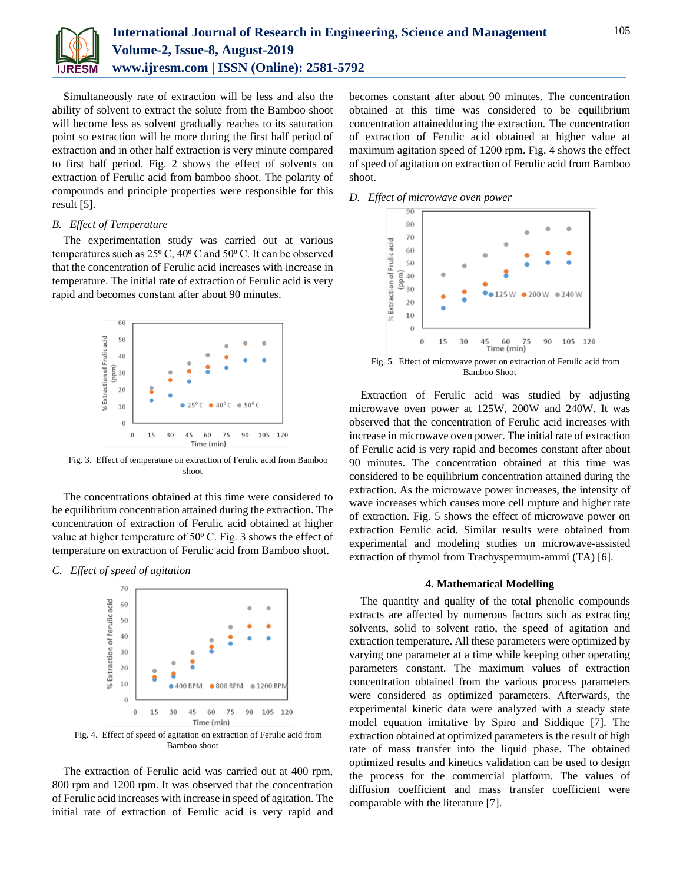Simultaneously rate of extraction will be less and also the ability of solvent to extract the solute from the Bamboo shoot will become less as solvent gradually reaches to its saturation point so extraction will be more during the first half period of extraction and in other half extraction is very minute compared to first half period. Fig. 2 shows the effect of solvents on extraction of Ferulic acid from bamboo shoot. The polarity of compounds and principle properties were responsible for this result [5].

### B. *Effect of Temperature*

The experimentation study was carried out at various temperatures such as 25º C, 40º C and 50º C. It can be observed that the concentration of Ferulic acid increases with increase in temperature. The initial rate of extraction of Ferulic acid is very rapid and becomes constant after about 90 minutes.

Fig. 3. Effect of temperature on extraction of Ferulic acid from Bamboo shoot

The concentrations obtained at this time were considered to be equilibrium concentration attained during the extraction. The concentration of extraction of Ferulic acid obtained at higher value at higher temperature of 50º C. Fig. 3 shows the effect of temperature on extraction of Ferulic acid from Bamboo shoot.

### C. *Effect of speed of agitation*

Fig. 4. Effect of speed of agitation on extraction of Ferulic acid from Bamboo shoot

The extraction of Ferulic acid was carried out at 400 rpm, 800 rpm and 1200 rpm. It was observed that the concentration of Ferulic acid increases with increase in speed of agitation. The initial rate of extraction of Ferulic acid is very rapid and becomes constant after about 90 minutes. The concentration obtained at this time was considered to be equilibrium concentration attainedduring the extraction. The concentration of extraction of Ferulic acid obtained at higher value at maximum agitation speed of 1200 rpm. Fig. 4 shows the effect of speed of agitation on extraction of Ferulic acid from Bamboo shoot.

### D. *Effect of microwave oven power*

Fig. 5. Effect of microwave power on extraction of Ferulic acid from Bamboo Shoot

Extraction of Ferulic acid was studied by adjusting microwave oven power at 125W, 200W and 240W. It was observed that the concentration of Ferulic acid increases with increase in microwave oven power. The initial rate of extraction of Ferulic acid is very rapid and becomes constant after about 90 minutes. The concentration obtained at this time was considered to be equilibrium concentration attained during the extraction. As the microwave power increases, the intensity of wave increases which causes more cell rupture and higher rate of extraction. Fig. 5 shows the effect of microwave power on extraction Ferulic acid. Similar results were obtained from experimental and modeling studies on microwave-assisted extraction of thymol from Trachyspermum-ammi (TA) [6].

## 4. Mathematical Modelling

The quantity and quality of the total phenolic compounds extracts are affected by numerous factors such as extracting solvents, solid to solvent ratio, the speed of agitation and extraction temperature. All these parameters were optimized by varying one parameter at a time while keeping other operating parameters constant. The maximum values of extraction concentration obtained from the various process parameters were considered as optimized parameters. Afterwards, the experimental kinetic data were analyzed with a steady state model equation imitative by Spiro and Siddique [7]. The extraction obtained at optimized parameters is the result of high rate of mass transfer into the liquid phase. The obtained optimized results and kinetics validation can be used to design the process for the commercial platform. The values of diffusion coefficient and mass transfer coefficient were comparable with the literature [7].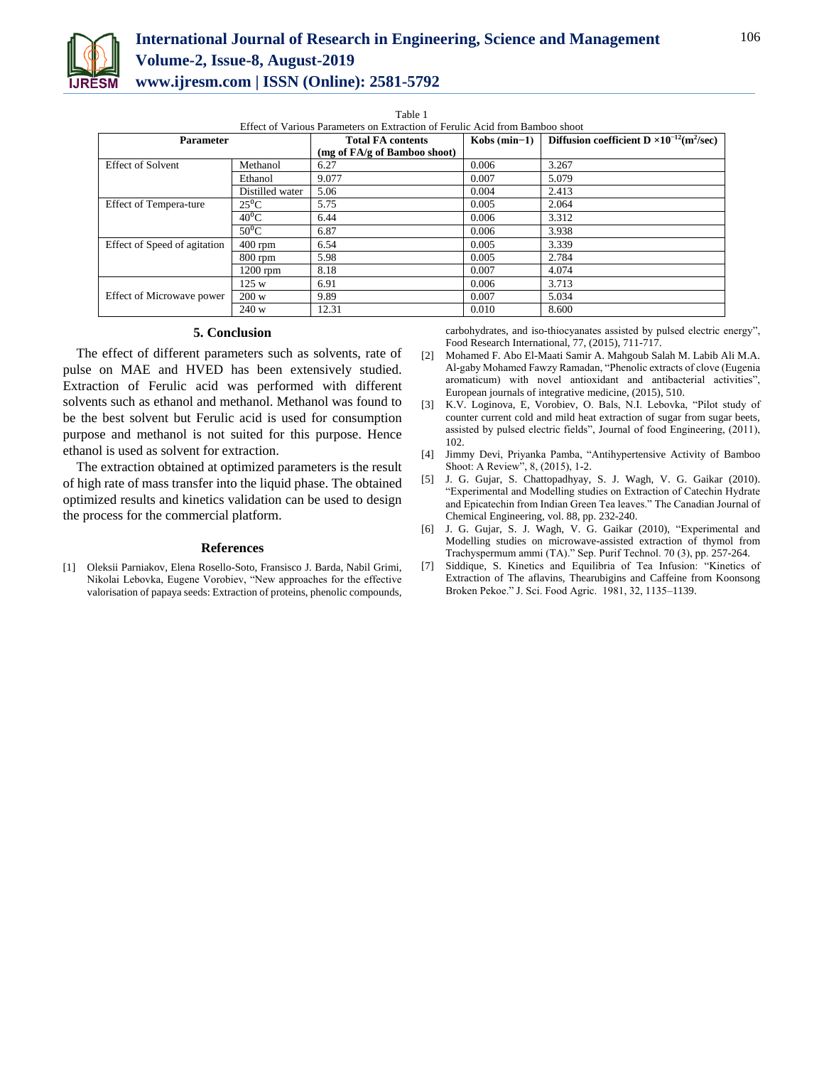Table 1
Effect of Various Parameters on Extraction of Ferulic Acid from Bamboo shoot

| Parameter | | Total FA contents (mg of FA/g of Bamboo shoot) | Kobs (min−1) | Diffusion coefficient D $\times 10^{-12}$($m^2$/sec) |
|---|---|---|---|---|
| Effect of Solvent | Methanol | 6.27 | 0.006 | 3.267 |
| | Ethanol | 9.077 | 0.007 | 5.079 |
| | Distilled water | 5.06 | 0.004 | 2.413 |
| Effect of Tempera-ture | $25^0$C | 5.75 | 0.005 | 2.064 |
| | $40^0$C | 6.44 | 0.006 | 3.312 |
| | $50^0$C | 6.87 | 0.006 | 3.938 |
| Effect of Speed of agitation | 400 rpm | 6.54 | 0.005 | 3.339 |
| | 800 rpm | 5.98 | 0.005 | 2.784 |
| | 1200 rpm | 8.18 | 0.007 | 4.074 |
| Effect of Microwave power | 125 w | 6.91 | 0.006 | 3.713 |
| | 200 w | 9.89 | 0.007 | 5.034 |
| | 240 w | 12.31 | 0.010 | 8.600 |

## 5. Conclusion

The effect of different parameters such as solvents, rate of pulse on MAE and HVED has been extensively studied. Extraction of Ferulic acid was performed with different solvents such as ethanol and methanol. Methanol was found to be the best solvent but Ferulic acid is used for consumption purpose and methanol is not suited for this purpose. Hence ethanol is used as solvent for extraction.

The extraction obtained at optimized parameters is the result of high rate of mass transfer into the liquid phase. The obtained optimized results and kinetics validation can be used to design the process for the commercial platform.

## References

[1] Oleksii Parniakov, Elena Rosello-Soto, Fransisco J. Barda, Nabil Grimi, Nikolai Lebovka, Eugene Vorobiev, "New approaches for the effective valorisation of papaya seeds: Extraction of proteins, phenolic compounds, carbohydrates, and iso-thiocyanates assisted by pulsed electric energy", Food Research International, 77, (2015), 711-717.

[2] Mohamed F. Abo El-Maati Samir A. Mahgoub Salah M. Labib Ali M.A. Al-gaby Mohamed Fawzy Ramadan, "Phenolic extracts of clove (Eugenia aromaticum) with novel antioxidant and antibacterial activities", European journals of integrative medicine, (2015), 510.

[3] K.V. Loginova, E, Vorobiev, O. Bals, N.I. Lebovka, "Pilot study of counter current cold and mild heat extraction of sugar from sugar beets, assisted by pulsed electric fields", Journal of food Engineering, (2011), 102.

[4] Jimmy Devi, Priyanka Pamba, "Antihypertensive Activity of Bamboo Shoot: A Review", 8, (2015), 1-2.

[5] J. G. Gujar, S. Chattopadhyay, S. J. Wagh, V. G. Gaikar (2010). "Experimental and Modelling studies on Extraction of Catechin Hydrate and Epicatechin from Indian Green Tea leaves." The Canadian Journal of Chemical Engineering, vol. 88, pp. 232-240.

[6] J. G. Gujar, S. J. Wagh, V. G. Gaikar (2010), "Experimental and Modelling studies on microwave-assisted extraction of thymol from Trachyspermum ammi (TA)." Sep. Purif Technol. 70 (3), pp. 257-264.

[7] Siddique, S. Kinetics and Equilibria of Tea Infusion: "Kinetics of Extraction of The aflavins, Thearubigins and Caffeine from Koonsong Broken Pekoe." J. Sci. Food Agric. 1981, 32, 1135–1139.